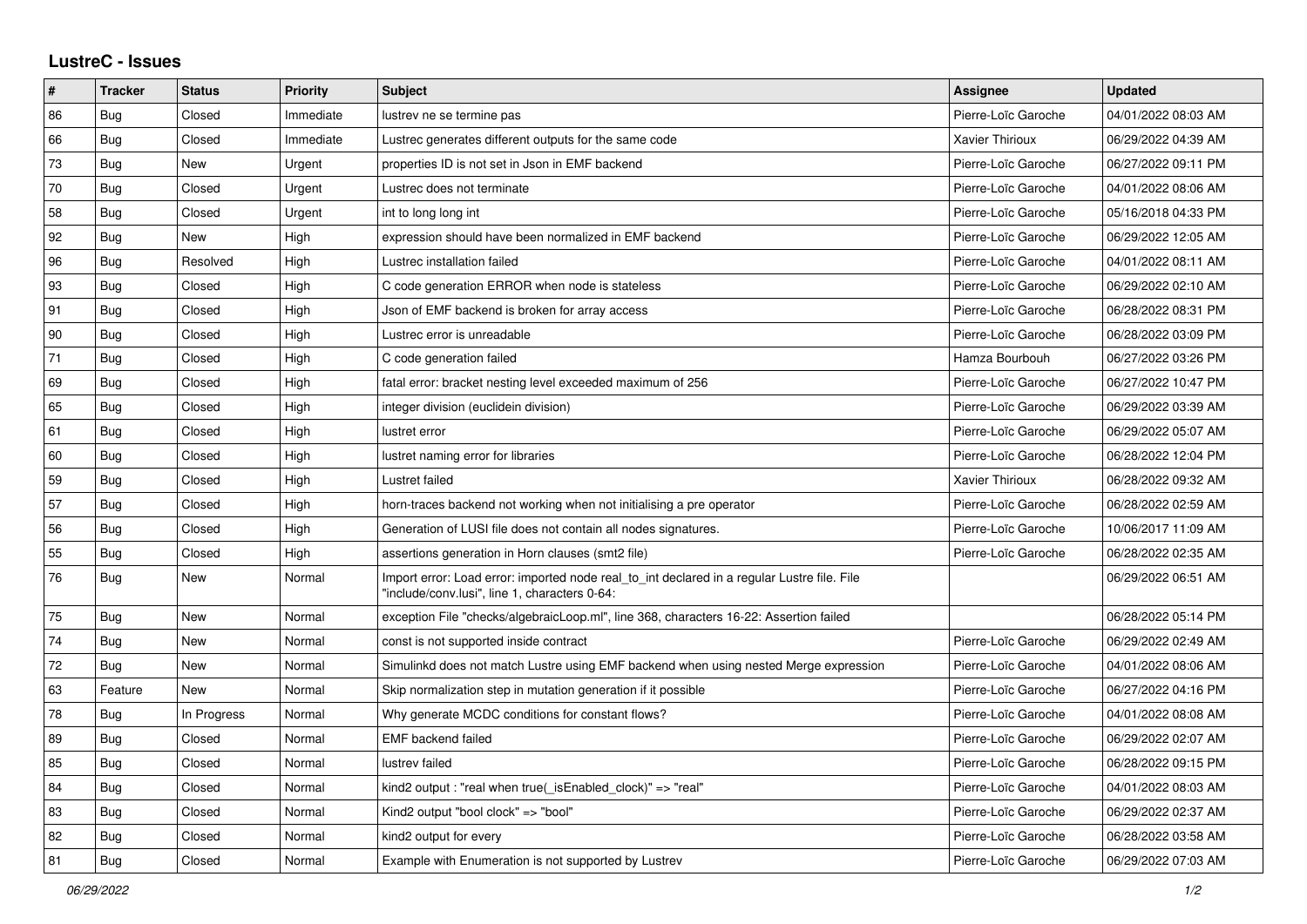# LustreC - Issues

| # | Tracker | Status | Priority | Subject | Assignee | Updated |
|---|---|---|---|---|---|---|
| 86 | Bug | Closed | Immediate | lustrev ne se termine pas | Pierre-Loïc Garoche | 04/01/2022 08:03 AM |
| 66 | Bug | Closed | Immediate | Lustrec generates different outputs for the same code | Xavier Thirioux | 06/29/2022 04:39 AM |
| 73 | Bug | New | Urgent | properties ID is not set in Json in EMF backend | Pierre-Loïc Garoche | 06/27/2022 09:11 PM |
| 70 | Bug | Closed | Urgent | Lustrec does not terminate | Pierre-Loïc Garoche | 04/01/2022 08:06 AM |
| 58 | Bug | Closed | Urgent | int to long long int | Pierre-Loïc Garoche | 05/16/2018 04:33 PM |
| 92 | Bug | New | High | expression should have been normalized in EMF backend | Pierre-Loïc Garoche | 06/29/2022 12:05 AM |
| 96 | Bug | Resolved | High | Lustrec installation failed | Pierre-Loïc Garoche | 04/01/2022 08:11 AM |
| 93 | Bug | Closed | High | C code generation ERROR when node is stateless | Pierre-Loïc Garoche | 06/29/2022 02:10 AM |
| 91 | Bug | Closed | High | Json of EMF backend is broken for array access | Pierre-Loïc Garoche | 06/28/2022 08:31 PM |
| 90 | Bug | Closed | High | Lustrec error is unreadable | Pierre-Loïc Garoche | 06/28/2022 03:09 PM |
| 71 | Bug | Closed | High | C code generation failed | Hamza Bourbouh | 06/27/2022 03:26 PM |
| 69 | Bug | Closed | High | fatal error: bracket nesting level exceeded maximum of 256 | Pierre-Loïc Garoche | 06/27/2022 10:47 PM |
| 65 | Bug | Closed | High | integer division (euclidein division) | Pierre-Loïc Garoche | 06/29/2022 03:39 AM |
| 61 | Bug | Closed | High | lustret error | Pierre-Loïc Garoche | 06/29/2022 05:07 AM |
| 60 | Bug | Closed | High | lustret naming error for libraries | Pierre-Loïc Garoche | 06/28/2022 12:04 PM |
| 59 | Bug | Closed | High | Lustret failed | Xavier Thirioux | 06/28/2022 09:32 AM |
| 57 | Bug | Closed | High | horn-traces backend not working when not initialising a pre operator | Pierre-Loïc Garoche | 06/28/2022 02:59 AM |
| 56 | Bug | Closed | High | Generation of LUSI file does not contain all nodes signatures. | Pierre-Loïc Garoche | 10/06/2017 11:09 AM |
| 55 | Bug | Closed | High | assertions generation in Horn clauses (smt2 file) | Pierre-Loïc Garoche | 06/28/2022 02:35 AM |
| 76 | Bug | New | Normal | Import error: Load error: imported node real_to_int declared in a regular Lustre file. File "include/conv.lusi", line 1, characters 0-64: | | 06/29/2022 06:51 AM |
| 75 | Bug | New | Normal | exception File "checks/algebraicLoop.ml", line 368, characters 16-22: Assertion failed | | 06/28/2022 05:14 PM |
| 74 | Bug | New | Normal | const is not supported inside contract | Pierre-Loïc Garoche | 06/29/2022 02:49 AM |
| 72 | Bug | New | Normal | Simulinkd does not match Lustre using EMF backend when using nested Merge expression | Pierre-Loïc Garoche | 04/01/2022 08:06 AM |
| 63 | Feature | New | Normal | Skip normalization step in mutation generation if it possible | Pierre-Loïc Garoche | 06/27/2022 04:16 PM |
| 78 | Bug | In Progress | Normal | Why generate MCDC conditions for constant flows? | Pierre-Loïc Garoche | 04/01/2022 08:08 AM |
| 89 | Bug | Closed | Normal | EMF backend failed | Pierre-Loïc Garoche | 06/29/2022 02:07 AM |
| 85 | Bug | Closed | Normal | lustrev failed | Pierre-Loïc Garoche | 06/28/2022 09:15 PM |
| 84 | Bug | Closed | Normal | kind2 output : "real when true(_isEnabled_clock)" => "real" | Pierre-Loïc Garoche | 04/01/2022 08:03 AM |
| 83 | Bug | Closed | Normal | Kind2 output "bool clock" => "bool" | Pierre-Loïc Garoche | 06/29/2022 02:37 AM |
| 82 | Bug | Closed | Normal | kind2 output for every | Pierre-Loïc Garoche | 06/28/2022 03:58 AM |
| 81 | Bug | Closed | Normal | Example with Enumeration is not supported by Lustrev | Pierre-Loïc Garoche | 06/29/2022 07:03 AM |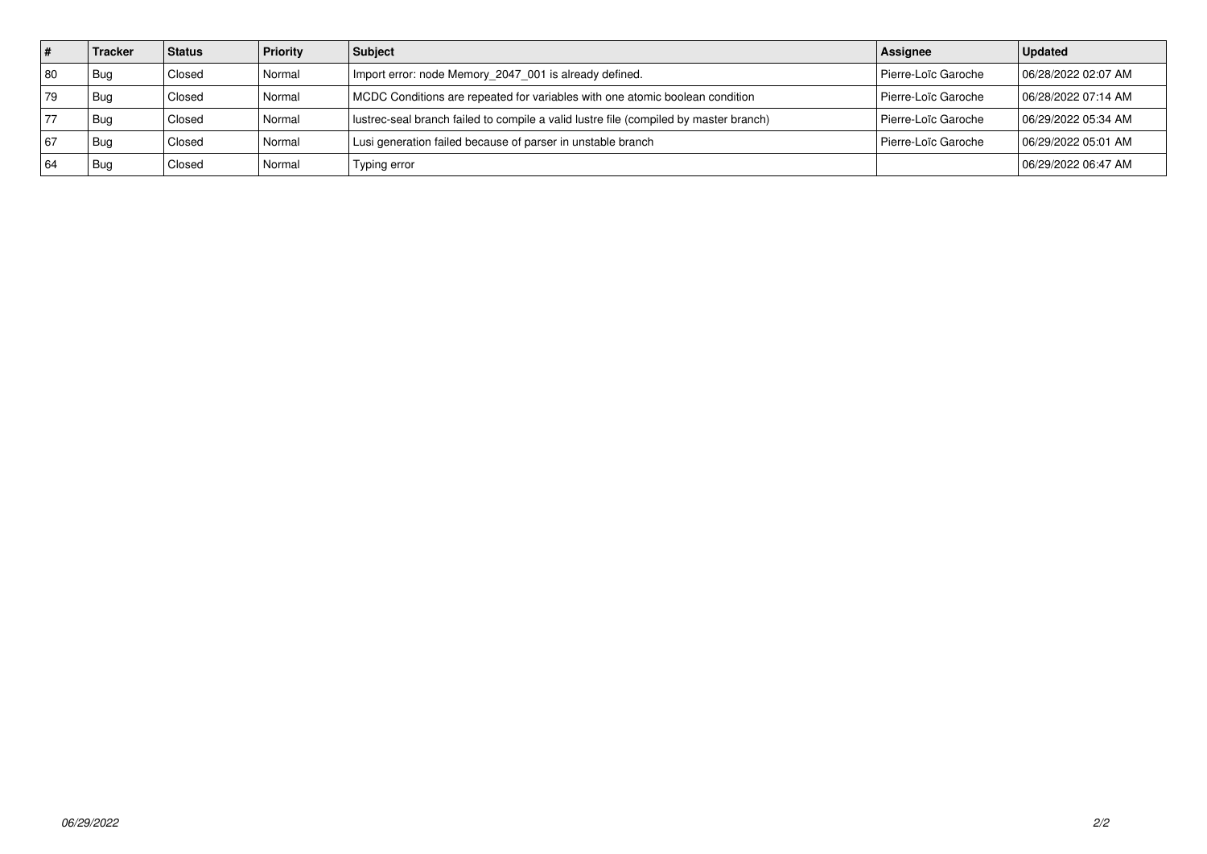| # | Tracker | Status | Priority | Subject | Assignee | Updated |
|---|---|---|---|---|---|---|
| 80 | Bug | Closed | Normal | Import error: node Memory_2047_001 is already defined. | Pierre-Loïc Garoche | 06/28/2022 02:07 AM |
| 79 | Bug | Closed | Normal | MCDC Conditions are repeated for variables with one atomic boolean condition | Pierre-Loïc Garoche | 06/28/2022 07:14 AM |
| 77 | Bug | Closed | Normal | lustrec-seal branch failed to compile a valid lustre file (compiled by master branch) | Pierre-Loïc Garoche | 06/29/2022 05:34 AM |
| 67 | Bug | Closed | Normal | Lusi generation failed because of parser in unstable branch | Pierre-Loïc Garoche | 06/29/2022 05:01 AM |
| 64 | Bug | Closed | Normal | Typing error | | 06/29/2022 06:47 AM |